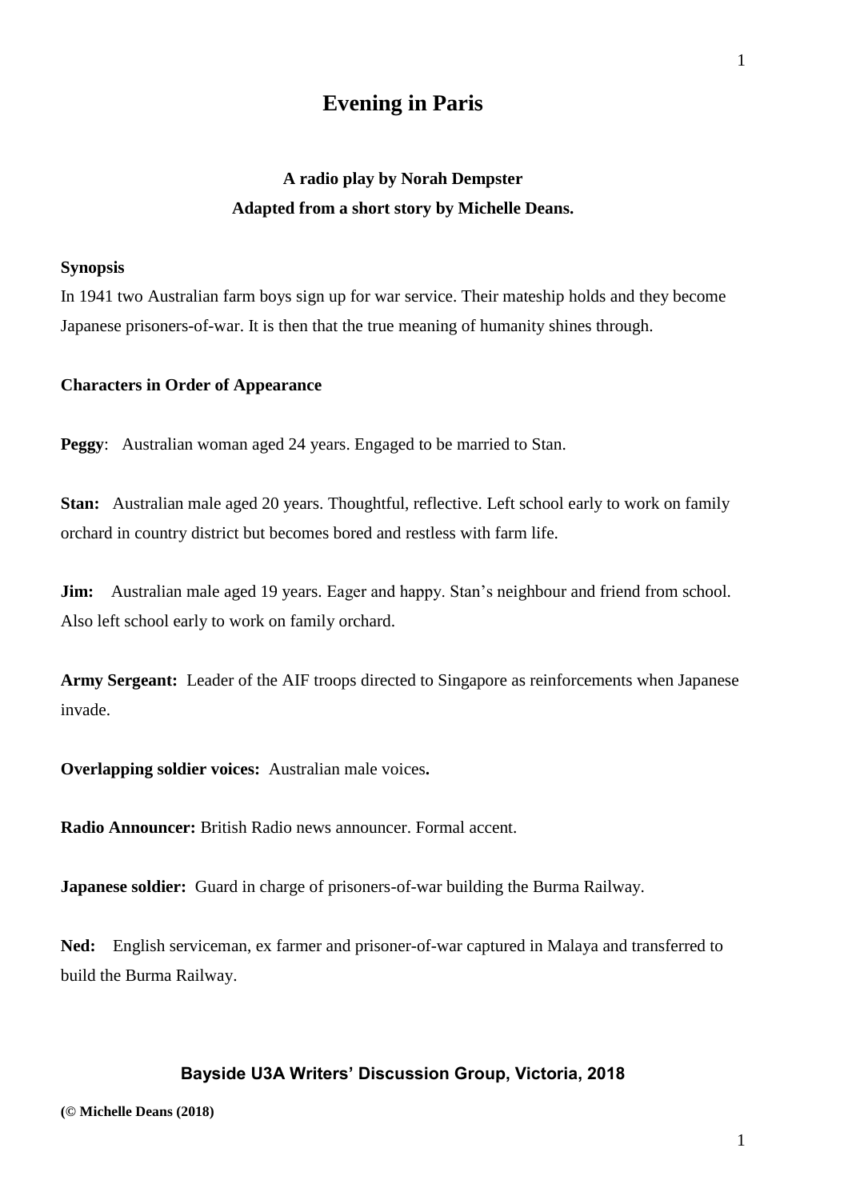# Evening in Paris

### A radio play by Norah Dempster
### Adapted from a short story by Michelle Deans.

**Synopsis**

In 1941 two Australian farm boys sign up for war service. Their mateship holds and they become Japanese prisoners-of-war. It is then that the true meaning of humanity shines through.

**Characters in Order of Appearance**

**Peggy**: Australian woman aged 24 years. Engaged to be married to Stan.

**Stan:** Australian male aged 20 years. Thoughtful, reflective. Left school early to work on family orchard in country district but becomes bored and restless with farm life.

**Jim:** Australian male aged 19 years. Eager and happy. Stan's neighbour and friend from school. Also left school early to work on family orchard.

**Army Sergeant:** Leader of the AIF troops directed to Singapore as reinforcements when Japanese invade.

**Overlapping soldier voices:** Australian male voices**.**

**Radio Announcer:** British Radio news announcer. Formal accent.

**Japanese soldier:** Guard in charge of prisoners-of-war building the Burma Railway.

**Ned:** English serviceman, ex farmer and prisoner-of-war captured in Malaya and transferred to build the Burma Railway.

**Bayside U3A Writers' Discussion Group, Victoria, 2018**

**(© Michelle Deans (2018)**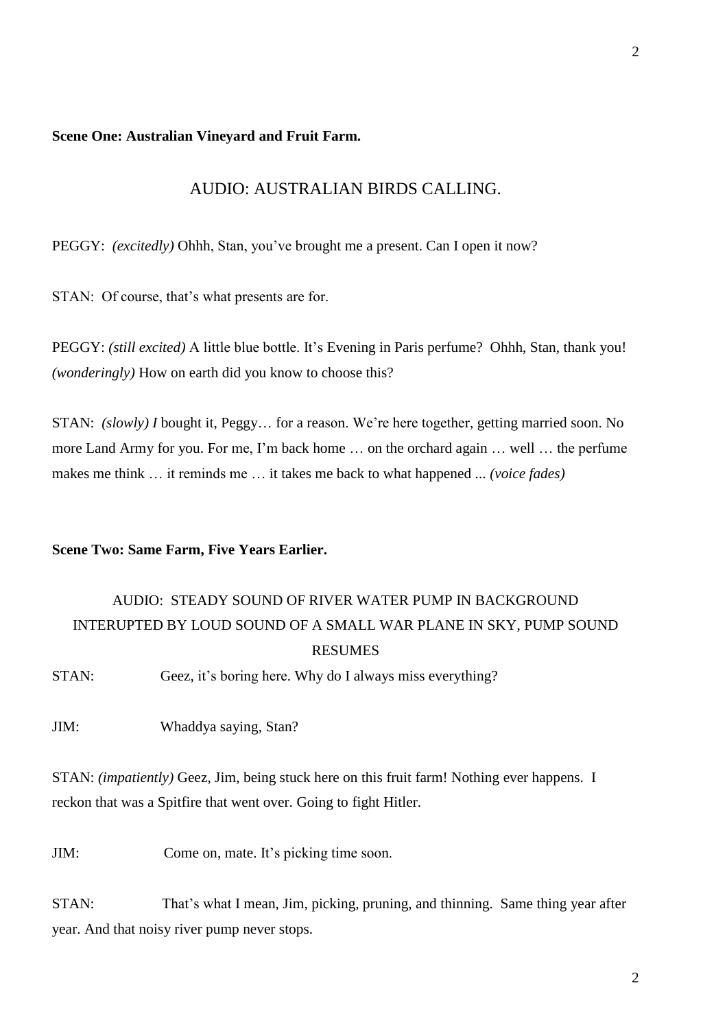**Scene One: Australian Vineyard and Fruit Farm.**

AUDIO: AUSTRALIAN BIRDS CALLING.

PEGGY: *(excitedly)* Ohhh, Stan, you've brought me a present. Can I open it now?

STAN: Of course, that's what presents are for.

PEGGY: *(still excited)* A little blue bottle. It's Evening in Paris perfume? Ohhh, Stan, thank you! *(wonderingly)* How on earth did you know to choose this?

STAN: *(slowly) I* bought it, Peggy… for a reason. We're here together, getting married soon. No more Land Army for you. For me, I'm back home … on the orchard again … well … the perfume makes me think … it reminds me … it takes me back to what happened ... *(voice fades)*

**Scene Two: Same Farm, Five Years Earlier.**

AUDIO: STEADY SOUND OF RIVER WATER PUMP IN BACKGROUND INTERUPTED BY LOUD SOUND OF A SMALL WAR PLANE IN SKY, PUMP SOUND RESUMES

STAN: Geez, it's boring here. Why do I always miss everything?

JIM: Whaddya saying, Stan?

STAN: *(impatiently)* Geez, Jim, being stuck here on this fruit farm! Nothing ever happens. I reckon that was a Spitfire that went over. Going to fight Hitler.

JIM: Come on, mate. It's picking time soon.

STAN: That's what I mean, Jim, picking, pruning, and thinning. Same thing year after year. And that noisy river pump never stops.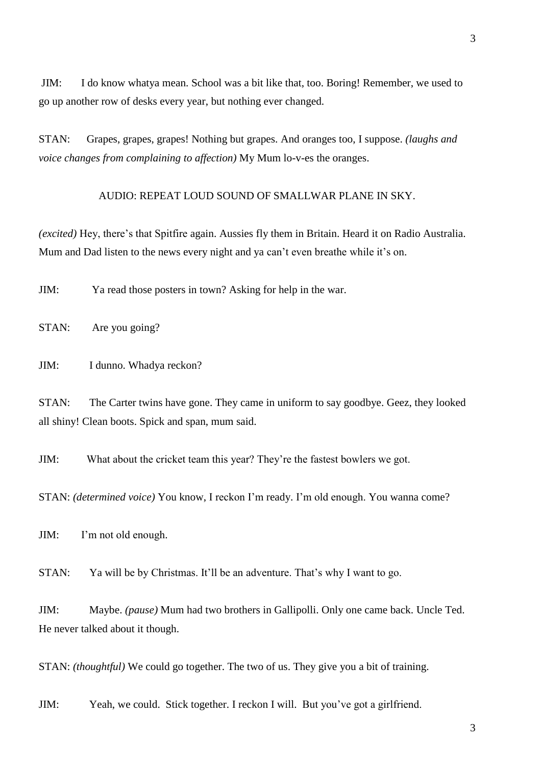JIM: I do know whatya mean. School was a bit like that, too. Boring! Remember, we used to go up another row of desks every year, but nothing ever changed.

STAN: Grapes, grapes, grapes! Nothing but grapes. And oranges too, I suppose. *(laughs and voice changes from complaining to affection)* My Mum lo-v-es the oranges.

AUDIO: REPEAT LOUD SOUND OF SMALLWAR PLANE IN SKY.

*(excited)* Hey, there's that Spitfire again. Aussies fly them in Britain. Heard it on Radio Australia. Mum and Dad listen to the news every night and ya can't even breathe while it's on.

JIM: Ya read those posters in town? Asking for help in the war.

STAN: Are you going?

JIM: I dunno. Whadya reckon?

STAN: The Carter twins have gone. They came in uniform to say goodbye. Geez, they looked all shiny! Clean boots. Spick and span, mum said.

JIM: What about the cricket team this year? They're the fastest bowlers we got.

STAN: *(determined voice)* You know, I reckon I'm ready. I'm old enough. You wanna come?

JIM: I'm not old enough.

STAN: Ya will be by Christmas. It'll be an adventure. That's why I want to go.

JIM: Maybe. *(pause)* Mum had two brothers in Gallipolli. Only one came back. Uncle Ted. He never talked about it though.

STAN: *(thoughtful)* We could go together. The two of us. They give you a bit of training.

JIM: Yeah, we could. Stick together. I reckon I will. But you've got a girlfriend.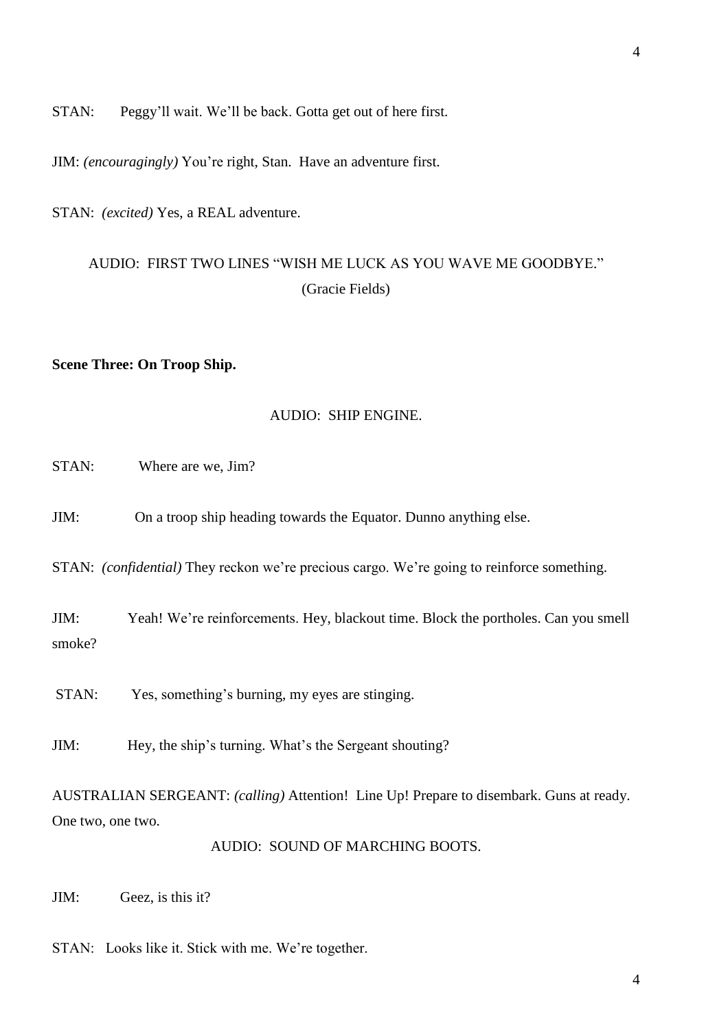STAN: Peggy'll wait. We'll be back. Gotta get out of here first.

JIM: *(encouragingly)* You're right, Stan. Have an adventure first.

STAN: *(excited)* Yes, a REAL adventure.

AUDIO: FIRST TWO LINES "WISH ME LUCK AS YOU WAVE ME GOODBYE."
(Gracie Fields)

**Scene Three: On Troop Ship.**

AUDIO: SHIP ENGINE.

STAN: Where are we, Jim?

JIM: On a troop ship heading towards the Equator. Dunno anything else.

STAN: *(confidential)* They reckon we're precious cargo. We're going to reinforce something.

JIM: Yeah! We're reinforcements. Hey, blackout time. Block the portholes. Can you smell smoke?

STAN: Yes, something's burning, my eyes are stinging.

JIM: Hey, the ship's turning. What's the Sergeant shouting?

AUSTRALIAN SERGEANT: *(calling)* Attention! Line Up! Prepare to disembark. Guns at ready. One two, one two.

AUDIO: SOUND OF MARCHING BOOTS.

JIM: Geez, is this it?

STAN: Looks like it. Stick with me. We're together.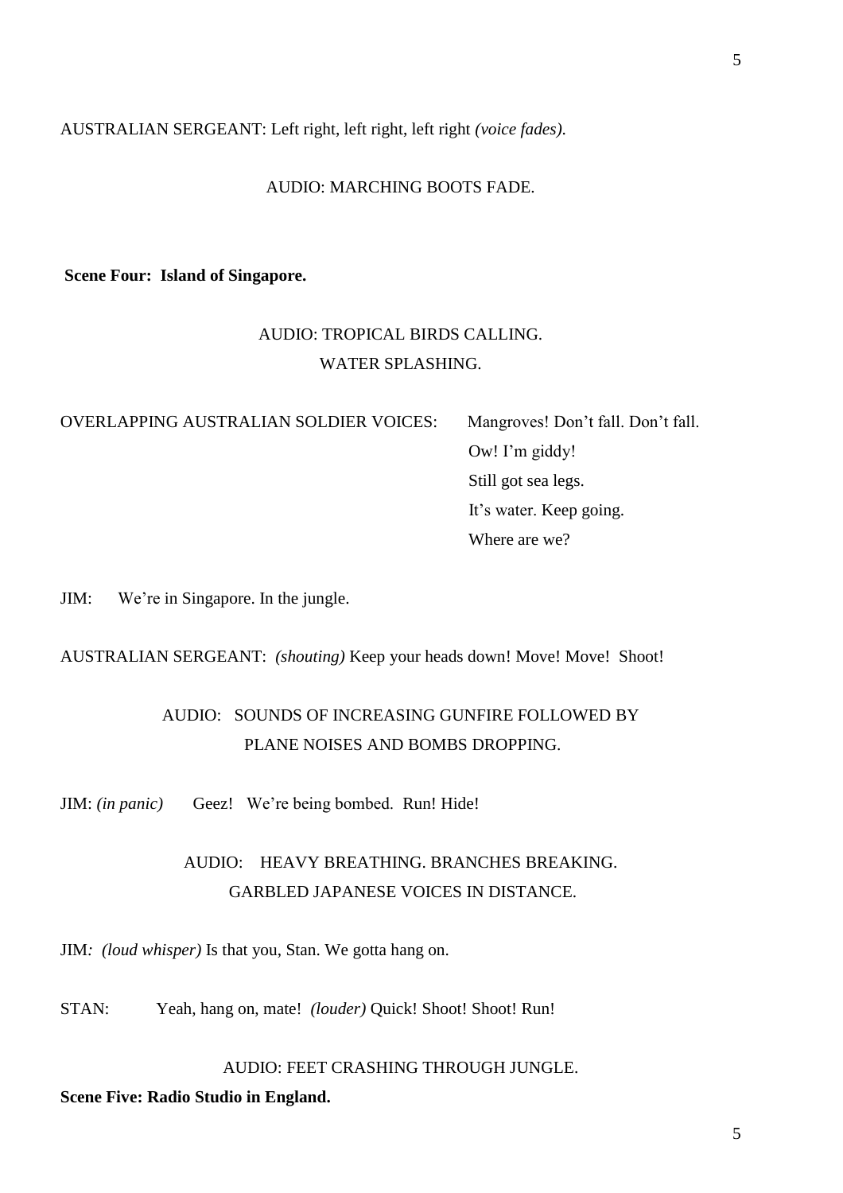AUSTRALIAN SERGEANT: Left right, left right, left right *(voice fades)*.

AUDIO: MARCHING BOOTS FADE.

**Scene Four: Island of Singapore.**

AUDIO: TROPICAL BIRDS CALLING.
WATER SPLASHING.

OVERLAPPING AUSTRALIAN SOLDIER VOICES: Mangroves! Don't fall. Don't fall.
Ow! I'm giddy!
Still got sea legs.
It's water. Keep going.
Where are we?

JIM: We're in Singapore. In the jungle.

AUSTRALIAN SERGEANT: *(shouting)* Keep your heads down! Move! Move! Shoot!

AUDIO: SOUNDS OF INCREASING GUNFIRE FOLLOWED BY PLANE NOISES AND BOMBS DROPPING.

JIM: *(in panic)* Geez! We're being bombed. Run! Hide!

AUDIO: HEAVY BREATHING. BRANCHES BREAKING.
GARBLED JAPANESE VOICES IN DISTANCE.

JIM*: (loud whisper)* Is that you, Stan. We gotta hang on.

STAN: Yeah, hang on, mate! *(louder)* Quick! Shoot! Shoot! Run!

AUDIO: FEET CRASHING THROUGH JUNGLE.

**Scene Five: Radio Studio in England.**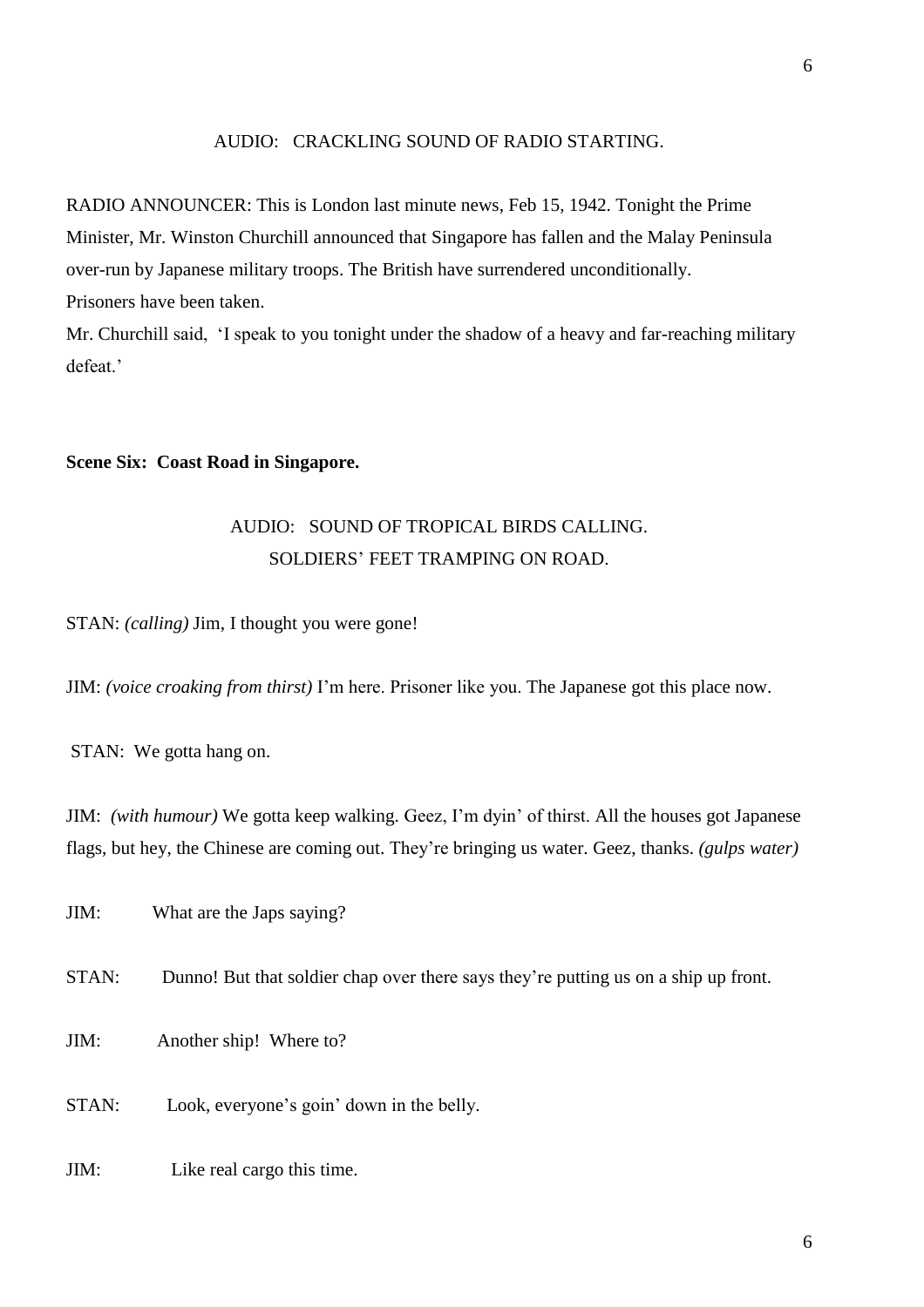AUDIO: CRACKLING SOUND OF RADIO STARTING.

RADIO ANNOUNCER: This is London last minute news, Feb 15, 1942. Tonight the Prime Minister, Mr. Winston Churchill announced that Singapore has fallen and the Malay Peninsula over-run by Japanese military troops. The British have surrendered unconditionally.
Prisoners have been taken.
Mr. Churchill said, 'I speak to you tonight under the shadow of a heavy and far-reaching military defeat.'

**Scene Six: Coast Road in Singapore.**

AUDIO: SOUND OF TROPICAL BIRDS CALLING.
SOLDIERS' FEET TRAMPING ON ROAD.

STAN: *(calling)* Jim, I thought you were gone!

JIM: *(voice croaking from thirst)* I'm here. Prisoner like you. The Japanese got this place now.

STAN: We gotta hang on.

JIM: *(with humour)* We gotta keep walking. Geez, I'm dyin' of thirst. All the houses got Japanese flags, but hey, the Chinese are coming out. They're bringing us water. Geez, thanks. *(gulps water)*

JIM: What are the Japs saying?

STAN: Dunno! But that soldier chap over there says they're putting us on a ship up front.

JIM: Another ship! Where to?

STAN: Look, everyone's goin' down in the belly.

JIM: Like real cargo this time.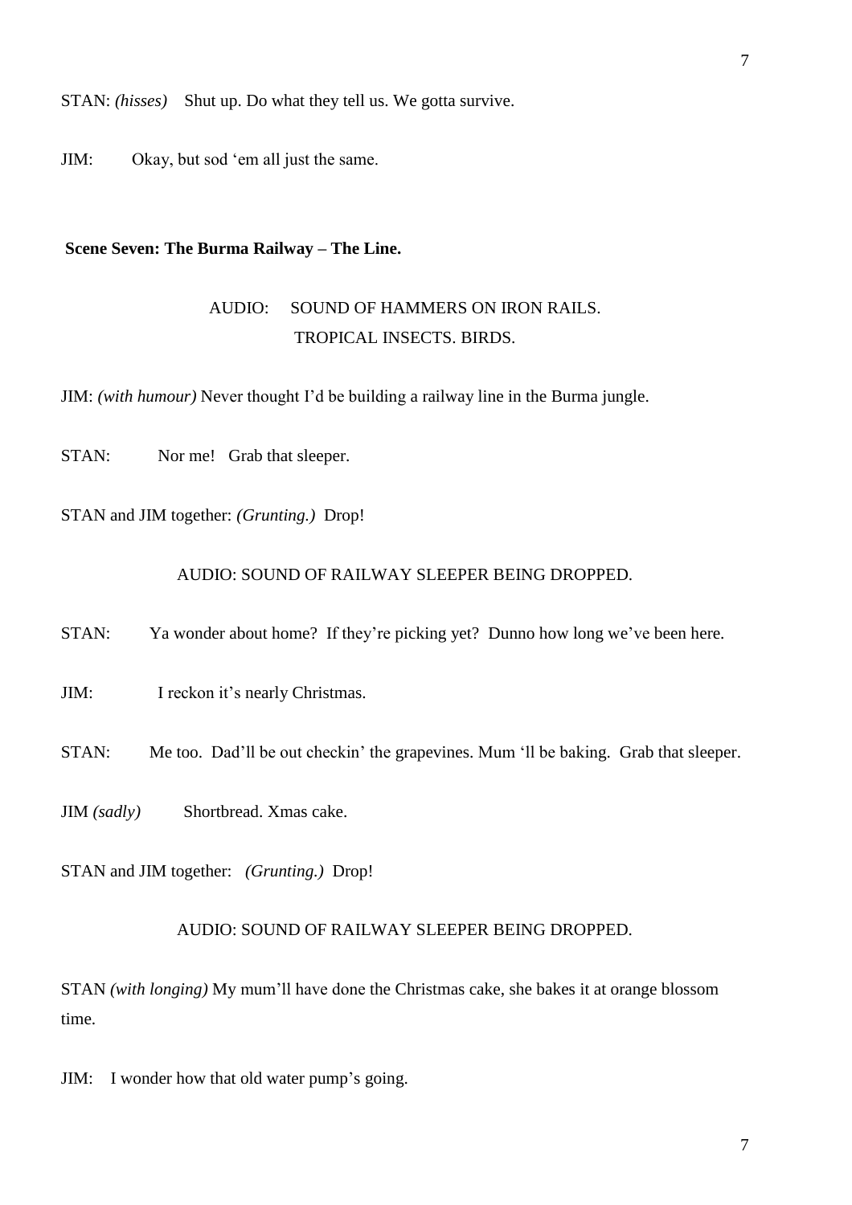STAN: *(hisses)* Shut up. Do what they tell us. We gotta survive.

JIM: Okay, but sod 'em all just the same.

**Scene Seven: The Burma Railway – The Line.**

AUDIO: SOUND OF HAMMERS ON IRON RAILS.
TROPICAL INSECTS. BIRDS.

JIM: *(with humour)* Never thought I'd be building a railway line in the Burma jungle.

STAN: Nor me! Grab that sleeper.

STAN and JIM together: *(Grunting.)* Drop!

AUDIO: SOUND OF RAILWAY SLEEPER BEING DROPPED.

STAN: Ya wonder about home? If they're picking yet? Dunno how long we've been here.

JIM: I reckon it's nearly Christmas.

STAN: Me too. Dad'll be out checkin' the grapevines. Mum 'll be baking. Grab that sleeper.

JIM *(sadly)* Shortbread. Xmas cake.

STAN and JIM together: *(Grunting.)* Drop!

AUDIO: SOUND OF RAILWAY SLEEPER BEING DROPPED.

STAN *(with longing)* My mum'll have done the Christmas cake, she bakes it at orange blossom time.

JIM: I wonder how that old water pump's going.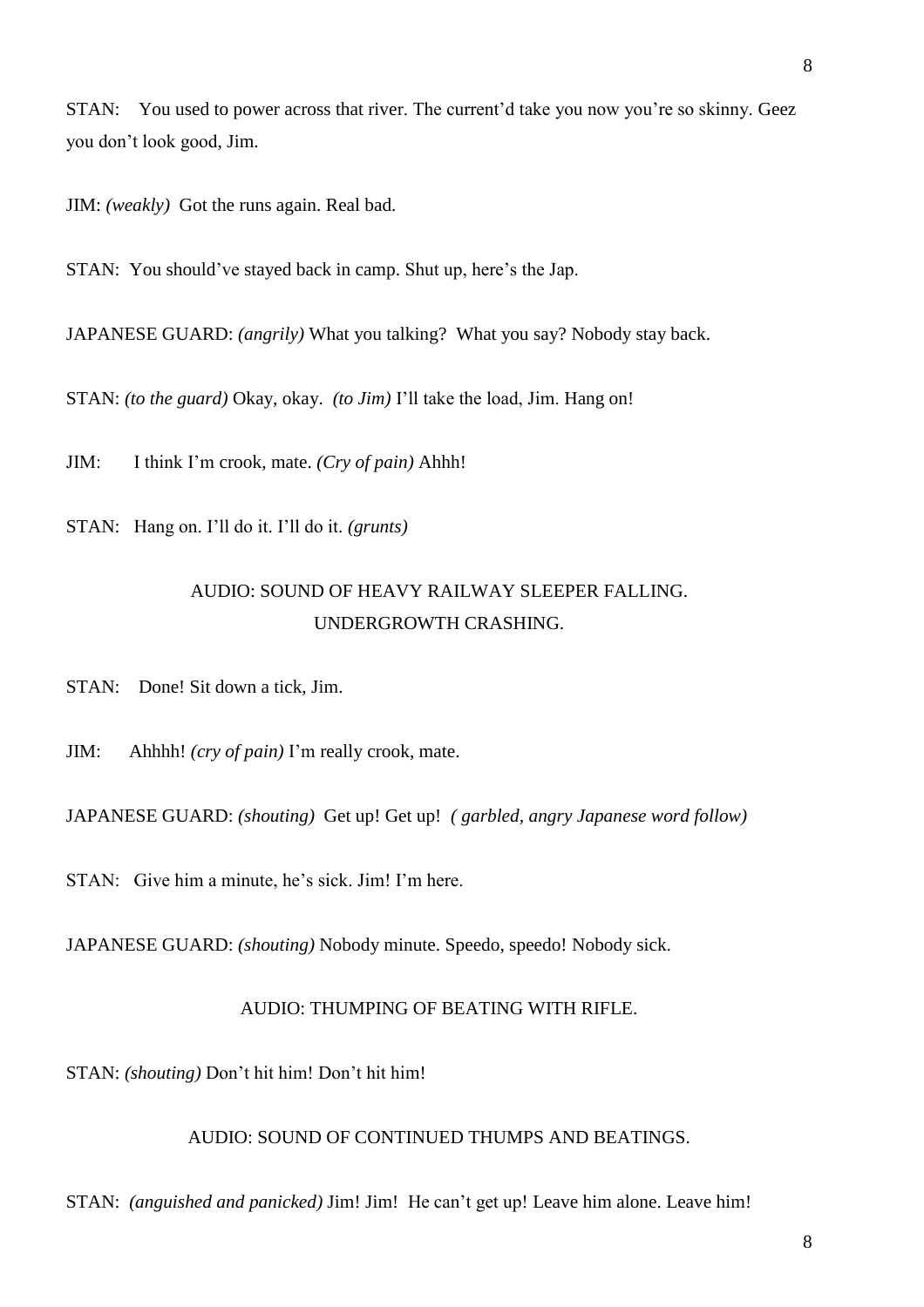STAN: You used to power across that river. The current'd take you now you're so skinny. Geez you don't look good, Jim.

JIM: *(weakly)* Got the runs again. Real bad.

STAN: You should've stayed back in camp. Shut up, here's the Jap.

JAPANESE GUARD: *(angrily)* What you talking? What you say? Nobody stay back.

STAN: *(to the guard)* Okay, okay. *(to Jim)* I'll take the load, Jim. Hang on!

JIM: I think I'm crook, mate. *(Cry of pain)* Ahhh!

STAN: Hang on. I'll do it. I'll do it. *(grunts)*

AUDIO: SOUND OF HEAVY RAILWAY SLEEPER FALLING.
UNDERGROWTH CRASHING.

STAN: Done! Sit down a tick, Jim.

JIM: Ahhhh! *(cry of pain)* I'm really crook, mate.

JAPANESE GUARD: *(shouting)* Get up! Get up! *( garbled, angry Japanese word follow)*

STAN: Give him a minute, he's sick. Jim! I'm here.

JAPANESE GUARD: *(shouting)* Nobody minute. Speedo, speedo! Nobody sick.

AUDIO: THUMPING OF BEATING WITH RIFLE.

STAN: *(shouting)* Don't hit him! Don't hit him!

AUDIO: SOUND OF CONTINUED THUMPS AND BEATINGS.

STAN: *(anguished and panicked)* Jim! Jim! He can't get up! Leave him alone. Leave him!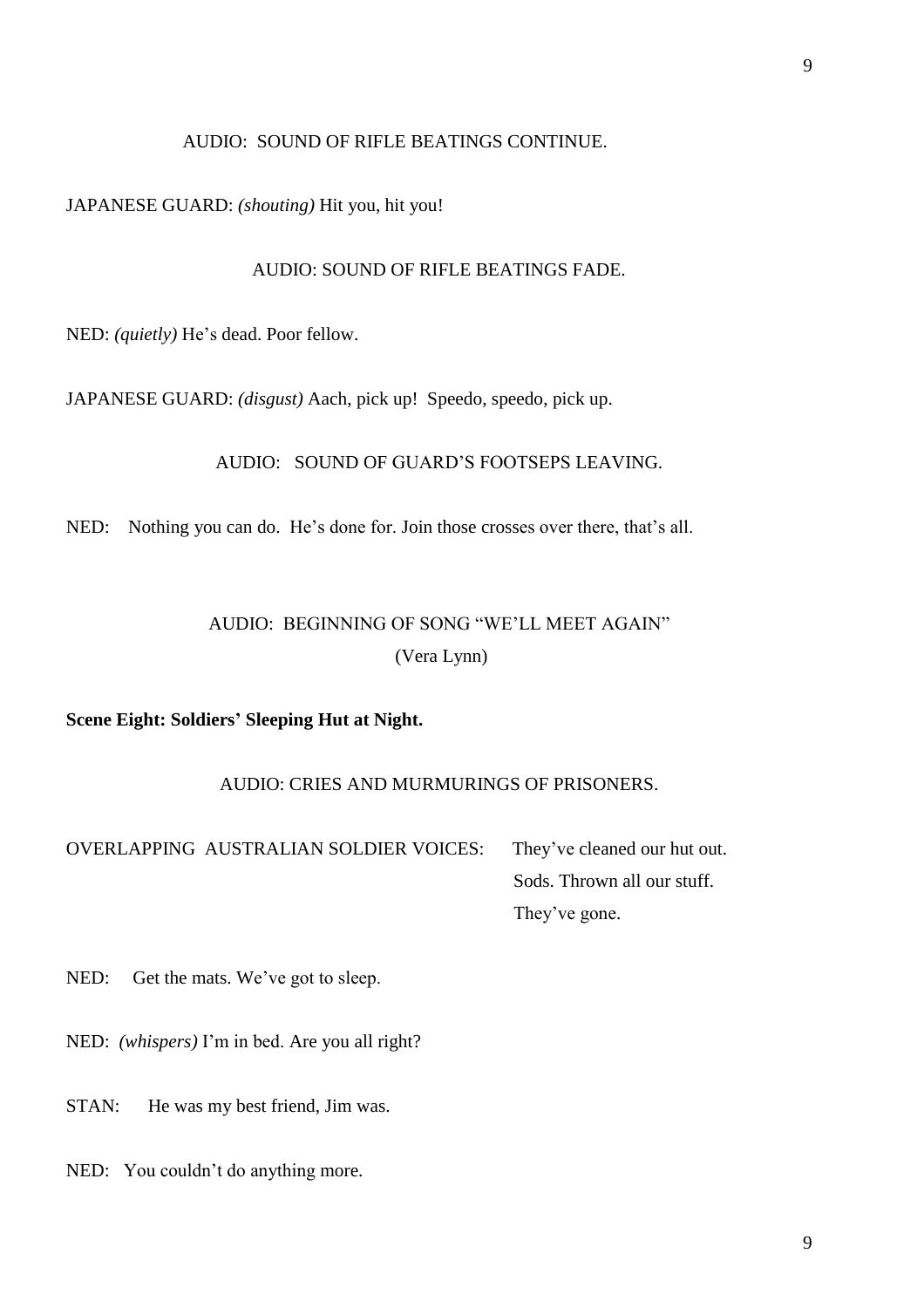AUDIO: SOUND OF RIFLE BEATINGS CONTINUE.

JAPANESE GUARD: *(shouting)* Hit you, hit you!

AUDIO: SOUND OF RIFLE BEATINGS FADE.

NED: *(quietly)* He's dead. Poor fellow.

JAPANESE GUARD: *(disgust)* Aach, pick up! Speedo, speedo, pick up.

AUDIO: SOUND OF GUARD'S FOOTSEPS LEAVING.

NED: Nothing you can do. He's done for. Join those crosses over there, that's all.

AUDIO: BEGINNING OF SONG "WE'LL MEET AGAIN"
(Vera Lynn)

**Scene Eight: Soldiers' Sleeping Hut at Night.**

AUDIO: CRIES AND MURMURINGS OF PRISONERS.

OVERLAPPING AUSTRALIAN SOLDIER VOICES: They've cleaned our hut out.
Sods. Thrown all our stuff.
They've gone.

NED: Get the mats. We've got to sleep.

NED: *(whispers)* I'm in bed. Are you all right?

STAN: He was my best friend, Jim was.

NED: You couldn't do anything more.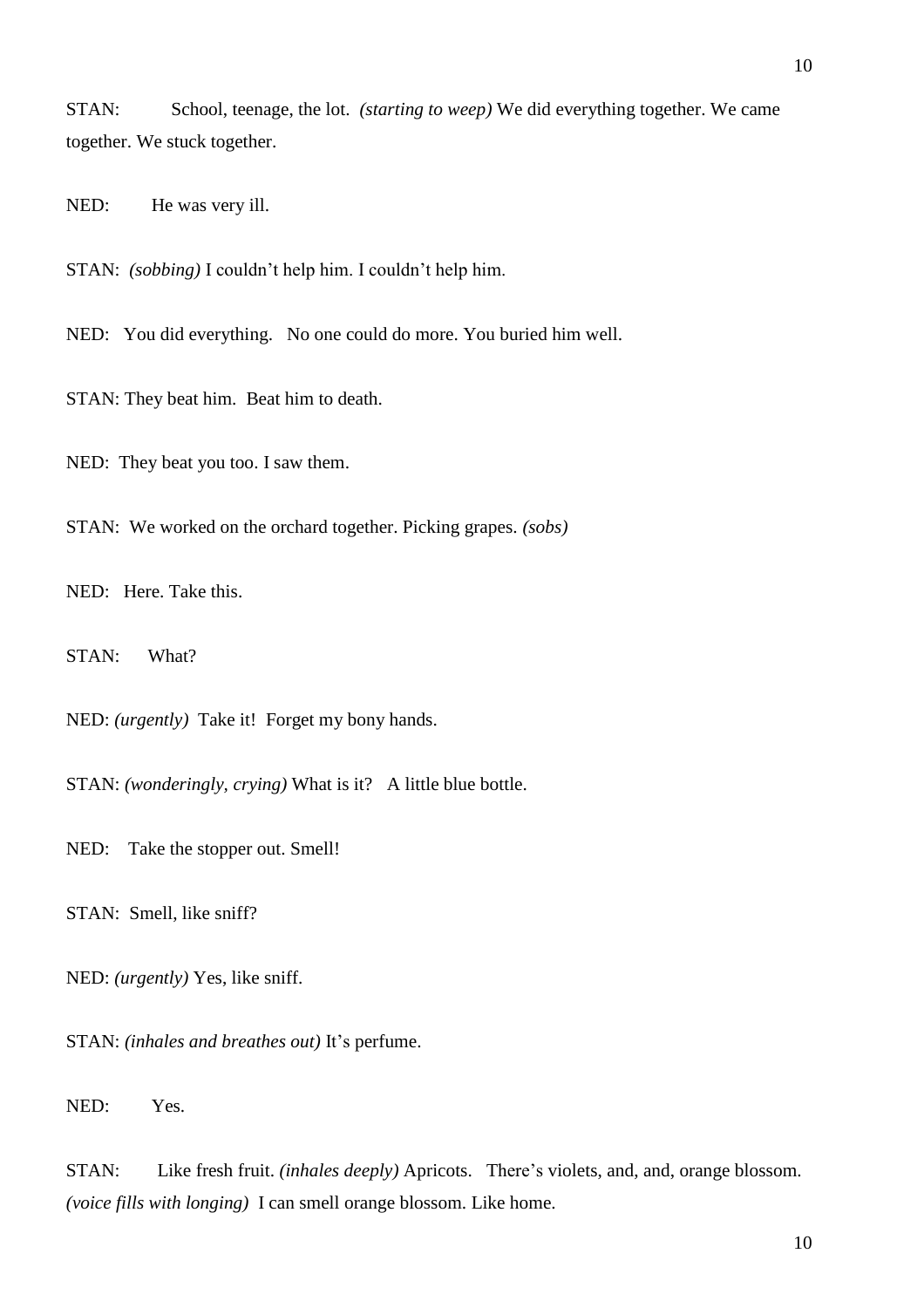STAN: School, teenage, the lot. *(starting to weep)* We did everything together. We came together. We stuck together.

NED: He was very ill.

STAN: *(sobbing)* I couldn't help him. I couldn't help him.

NED: You did everything. No one could do more. You buried him well.

STAN: They beat him. Beat him to death.

NED: They beat you too. I saw them.

STAN: We worked on the orchard together. Picking grapes. *(sobs)*

NED: Here. Take this.

STAN: What?

NED: *(urgently)* Take it! Forget my bony hands.

STAN: *(wonderingly, crying)* What is it? A little blue bottle.

NED: Take the stopper out. Smell!

STAN: Smell, like sniff?

NED: *(urgently)* Yes, like sniff.

STAN: *(inhales and breathes out)* It's perfume.

NED: Yes.

STAN: Like fresh fruit. *(inhales deeply)* Apricots. There's violets, and, and, orange blossom. *(voice fills with longing)* I can smell orange blossom. Like home.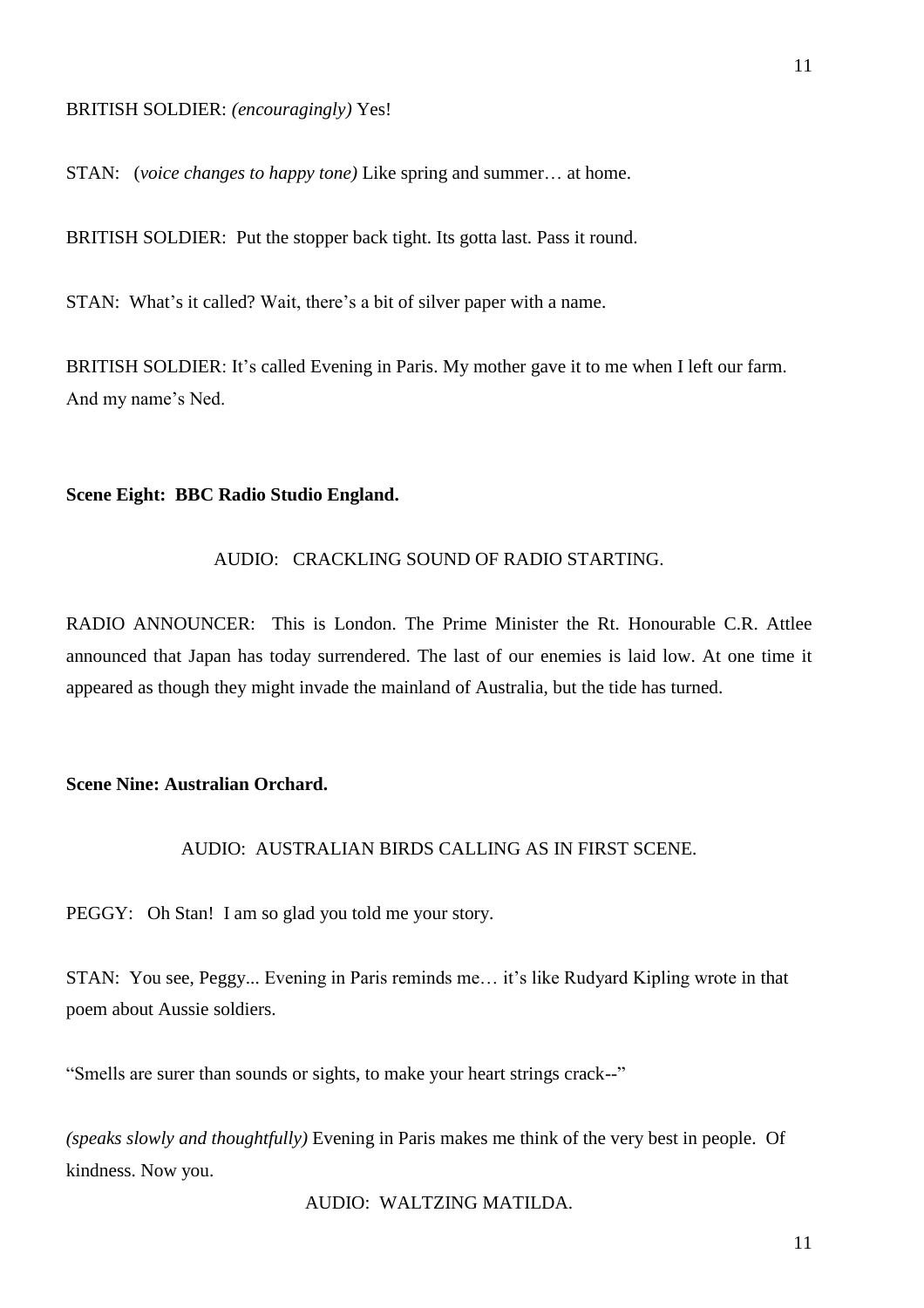BRITISH SOLDIER: *(encouragingly)* Yes!

STAN: (*voice changes to happy tone)* Like spring and summer… at home.

BRITISH SOLDIER: Put the stopper back tight. Its gotta last. Pass it round.

STAN: What's it called? Wait, there's a bit of silver paper with a name.

BRITISH SOLDIER: It's called Evening in Paris. My mother gave it to me when I left our farm. And my name's Ned.

**Scene Eight: BBC Radio Studio England.**

AUDIO: CRACKLING SOUND OF RADIO STARTING.

RADIO ANNOUNCER: This is London. The Prime Minister the Rt. Honourable C.R. Attlee announced that Japan has today surrendered. The last of our enemies is laid low. At one time it appeared as though they might invade the mainland of Australia, but the tide has turned.

**Scene Nine: Australian Orchard.**

AUDIO: AUSTRALIAN BIRDS CALLING AS IN FIRST SCENE.

PEGGY: Oh Stan! I am so glad you told me your story.

STAN: You see, Peggy... Evening in Paris reminds me… it's like Rudyard Kipling wrote in that poem about Aussie soldiers.

"Smells are surer than sounds or sights, to make your heart strings crack--"

*(speaks slowly and thoughtfully)* Evening in Paris makes me think of the very best in people. Of kindness. Now you.

AUDIO: WALTZING MATILDA.